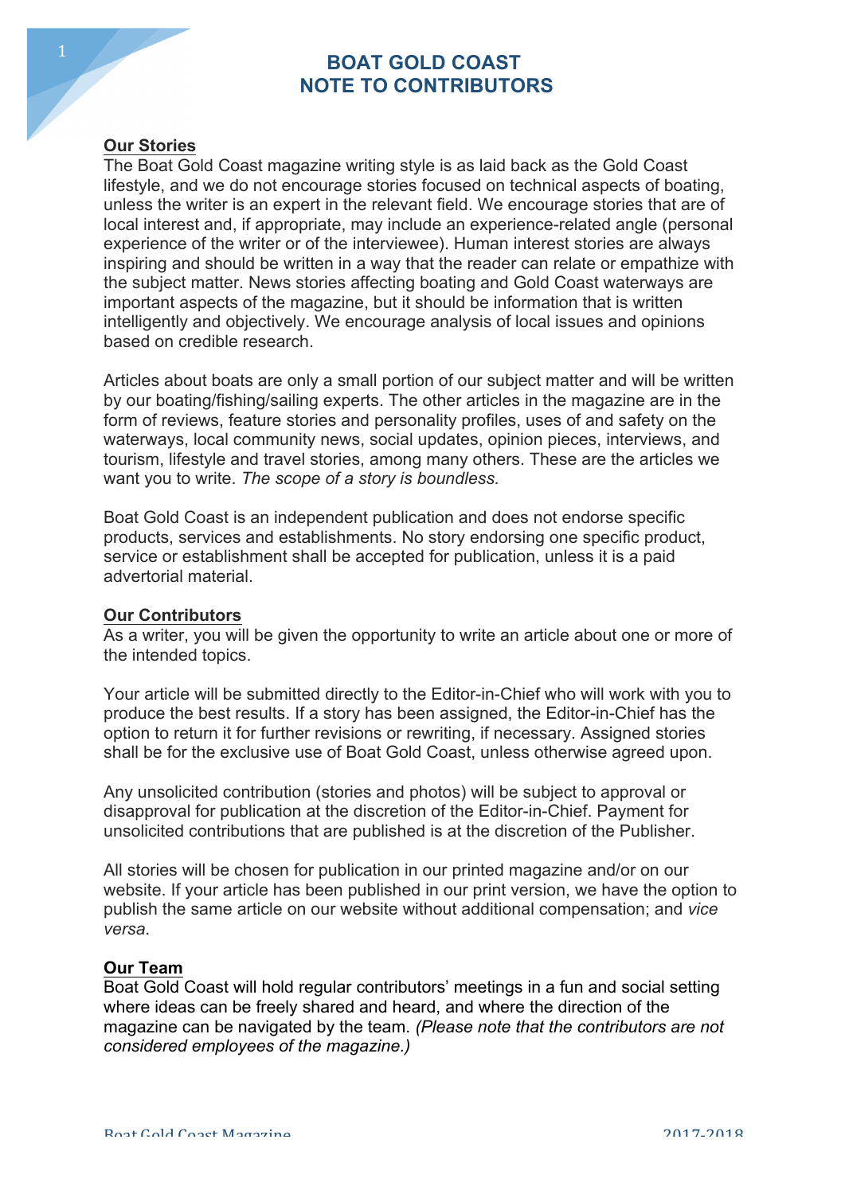# BOAT GOLD COAST
# NOTE TO CONTRIBUTORS

## Our Stories

The Boat Gold Coast magazine writing style is as laid back as the Gold Coast lifestyle, and we do not encourage stories focused on technical aspects of boating, unless the writer is an expert in the relevant field. We encourage stories that are of local interest and, if appropriate, may include an experience-related angle (personal experience of the writer or of the interviewee). Human interest stories are always inspiring and should be written in a way that the reader can relate or empathize with the subject matter. News stories affecting boating and Gold Coast waterways are important aspects of the magazine, but it should be information that is written intelligently and objectively. We encourage analysis of local issues and opinions based on credible research.

Articles about boats are only a small portion of our subject matter and will be written by our boating/fishing/sailing experts. The other articles in the magazine are in the form of reviews, feature stories and personality profiles, uses of and safety on the waterways, local community news, social updates, opinion pieces, interviews, and tourism, lifestyle and travel stories, among many others. These are the articles we want you to write. *The scope of a story is boundless.*

Boat Gold Coast is an independent publication and does not endorse specific products, services and establishments. No story endorsing one specific product, service or establishment shall be accepted for publication, unless it is a paid advertorial material.

## Our Contributors

As a writer, you will be given the opportunity to write an article about one or more of the intended topics.

Your article will be submitted directly to the Editor-in-Chief who will work with you to produce the best results. If a story has been assigned, the Editor-in-Chief has the option to return it for further revisions or rewriting, if necessary. Assigned stories shall be for the exclusive use of Boat Gold Coast, unless otherwise agreed upon.

Any unsolicited contribution (stories and photos) will be subject to approval or disapproval for publication at the discretion of the Editor-in-Chief. Payment for unsolicited contributions that are published is at the discretion of the Publisher.

All stories will be chosen for publication in our printed magazine and/or on our website. If your article has been published in our print version, we have the option to publish the same article on our website without additional compensation; and *vice versa*.

## Our Team

Boat Gold Coast will hold regular contributors' meetings in a fun and social setting where ideas can be freely shared and heard, and where the direction of the magazine can be navigated by the team. *(Please note that the contributors are not considered employees of the magazine.)*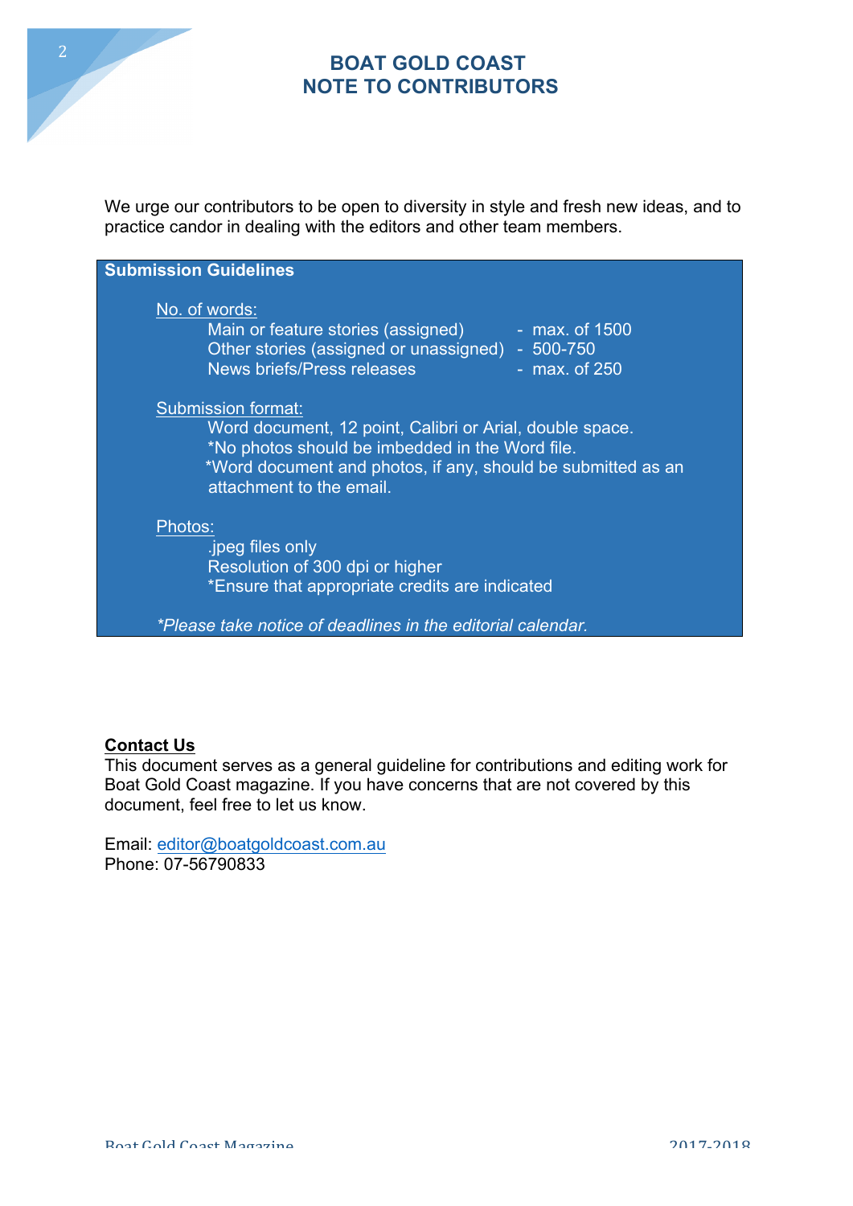# BOAT GOLD COAST
# NOTE TO CONTRIBUTORS

We urge our contributors to be open to diversity in style and fresh new ideas, and to practice candor in dealing with the editors and other team members.

**Submission Guidelines**

No. of words:

| | |
|---|---|
| Main or feature stories (assigned) | - max. of 1500 |
| Other stories (assigned or unassigned) | - 500-750 |
| News briefs/Press releases | - max. of 250 |

Submission format:

Word document, 12 point, Calibri or Arial, double space.
*No photos should be imbedded in the Word file.
*Word document and photos, if any, should be submitted as an attachment to the email.

Photos:

.jpeg files only
Resolution of 300 dpi or higher
*Ensure that appropriate credits are indicated

*\*Please take notice of deadlines in the editorial calendar.*

**Contact Us**

This document serves as a general guideline for contributions and editing work for Boat Gold Coast magazine. If you have concerns that are not covered by this document, feel free to let us know.

Email: editor@boatgoldcoast.com.au
Phone: 07-56790833